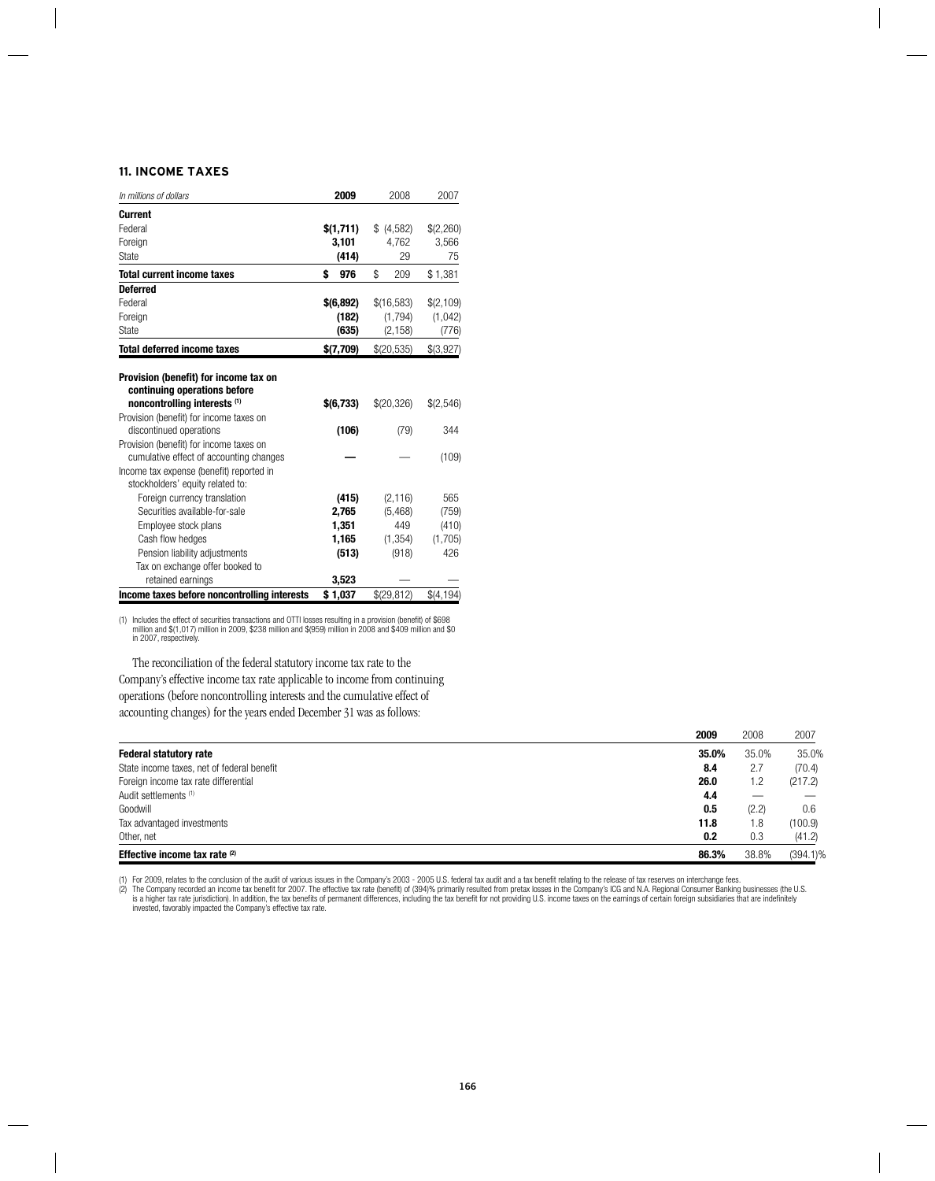## 11. INCOME TAXES

| *In millions of dollars* | **2009** | 2008 | 2007 |
|---|---|---|---|
| **Current** | | | |
| Federal | **$(1,711)** | $ (4,582) | $(2,260) |
| Foreign | **3,101** | 4,762 | 3,566 |
| State | **(414)** | 29 | 75 |
| **Total current income taxes** | **$ 976** | $ 209 | $ 1,381 |
| **Deferred** | | | |
| Federal | **$(6,892)** | $(16,583) | $(2,109) |
| Foreign | **(182)** | (1,794) | (1,042) |
| State | **(635)** | (2,158) | (776) |
| **Total deferred income taxes** | **$(7,709)** | $(20,535) | $(3,927) |
| **Provision (benefit) for income tax on continuing operations before noncontrolling interests (1)** | **$(6,733)** | $(20,326) | $(2,546) |
| Provision (benefit) for income taxes on discontinued operations | **(106)** | (79) | 344 |
| Provision (benefit) for income taxes on cumulative effect of accounting changes | **—** | — | (109) |
| Income tax expense (benefit) reported in stockholders' equity related to: | | | |
| Foreign currency translation | **(415)** | (2,116) | 565 |
| Securities available-for-sale | **2,765** | (5,468) | (759) |
| Employee stock plans | **1,351** | 449 | (410) |
| Cash flow hedges | **1,165** | (1,354) | (1,705) |
| Pension liability adjustments | **(513)** | (918) | 426 |
| Tax on exchange offer booked to retained earnings | **3,523** | — | — |
| **Income taxes before noncontrolling interests** | **$ 1,037** | $(29,812) | $(4,194) |

(1) Includes the effect of securities transactions and OTTI losses resulting in a provision (benefit) of $698 million and $(1,017) million in 2009, $238 million and $(959) million in 2008 and $409 million and $0 in 2007, respectively.

The reconciliation of the federal statutory income tax rate to the Company's effective income tax rate applicable to income from continuing operations (before noncontrolling interests and the cumulative effect of accounting changes) for the years ended December 31 was as follows:

| | **2009** | 2008 | 2007 |
|---|---|---|---|
| **Federal statutory rate** | **35.0%** | 35.0% | 35.0% |
| State income taxes, net of federal benefit | **8.4** | 2.7 | (70.4) |
| Foreign income tax rate differential | **26.0** | 1.2 | (217.2) |
| Audit settlements (1) | **4.4** | — | — |
| Goodwill | **0.5** | (2.2) | 0.6 |
| Tax advantaged investments | **11.8** | 1.8 | (100.9) |
| Other, net | **0.2** | 0.3 | (41.2) |
| **Effective income tax rate (2)** | **86.3%** | 38.8% | (394.1)% |

(1) For 2009, relates to the conclusion of the audit of various issues in the Company's 2003 - 2005 U.S. federal tax audit and a tax benefit relating to the release of tax reserves on interchange fees.

(2) The Company recorded an income tax benefit for 2007. The effective tax rate (benefit) of (394)% primarily resulted from pretax losses in the Company's ICG and N.A. Regional Consumer Banking businesses (the U.S. is a higher tax rate jurisdiction). In addition, the tax benefits of permanent differences, including the tax benefit for not providing U.S. income taxes on the earnings of certain foreign subsidiaries that are indefinitely invested, favorably impacted the Company's effective tax rate.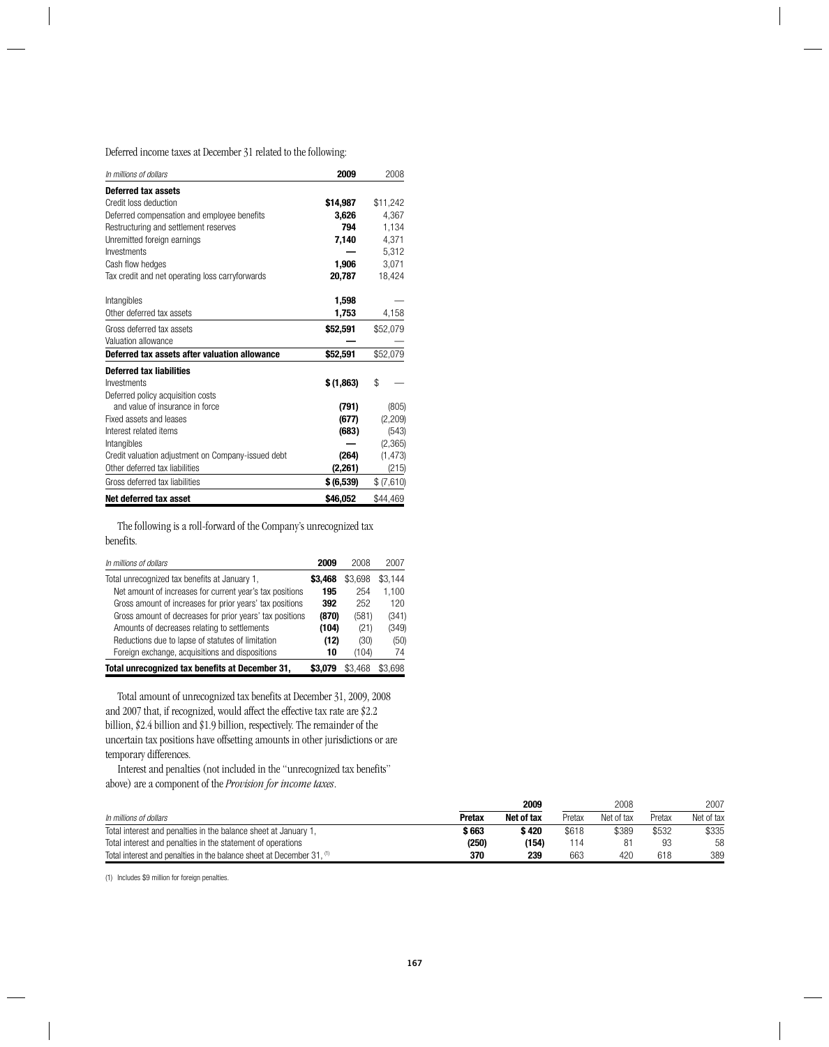Deferred income taxes at December 31 related to the following:

| *In millions of dollars* | **2009** | 2008 |
|---|---|---|
| **Deferred tax assets** | | |
| Credit loss deduction | **$14,987** | $11,242 |
| Deferred compensation and employee benefits | **3,626** | 4,367 |
| Restructuring and settlement reserves | **794** | 1,134 |
| Unremitted foreign earnings | **7,140** | 4,371 |
| Investments | **—** | 5,312 |
| Cash flow hedges | **1,906** | 3,071 |
| Tax credit and net operating loss carryforwards | **20,787** | 18,424 |
| Intangibles | **1,598** | — |
| Other deferred tax assets | **1,753** | 4,158 |
| Gross deferred tax assets | **$52,591** | $52,079 |
| Valuation allowance | **—** | — |
| **Deferred tax assets after valuation allowance** | **$52,591** | $52,079 |
| **Deferred tax liabilities** | | |
| Investments | **$ (1,863)** | $ — |
| Deferred policy acquisition costs and value of insurance in force | **(791)** | (805) |
| Fixed assets and leases | **(677)** | (2,209) |
| Interest related items | **(683)** | (543) |
| Intangibles | **—** | (2,365) |
| Credit valuation adjustment on Company-issued debt | **(264)** | (1,473) |
| Other deferred tax liabilities | **(2,261)** | (215) |
| Gross deferred tax liabilities | **$ (6,539)** | $ (7,610) |
| **Net deferred tax asset** | **$46,052** | $44,469 |

The following is a roll-forward of the Company's unrecognized tax benefits.

| *In millions of dollars* | **2009** | 2008 | 2007 |
|---|---|---|---|
| Total unrecognized tax benefits at January 1, | **$3,468** | $3,698 | $3,144 |
| Net amount of increases for current year's tax positions | **195** | 254 | 1,100 |
| Gross amount of increases for prior years' tax positions | **392** | 252 | 120 |
| Gross amount of decreases for prior years' tax positions | **(870)** | (581) | (341) |
| Amounts of decreases relating to settlements | **(104)** | (21) | (349) |
| Reductions due to lapse of statutes of limitation | **(12)** | (30) | (50) |
| Foreign exchange, acquisitions and dispositions | **10** | (104) | 74 |
| **Total unrecognized tax benefits at December 31,** | **$3,079** | $3,468 | $3,698 |

Total amount of unrecognized tax benefits at December 31, 2009, 2008 and 2007 that, if recognized, would affect the effective tax rate are $2.2 billion, $2.4 billion and $1.9 billion, respectively. The remainder of the uncertain tax positions have offsetting amounts in other jurisdictions or are temporary differences.

Interest and penalties (not included in the "unrecognized tax benefits" above) are a component of the *Provision for income taxes*.

| | **2009** | | 2008 | | 2007 | |
|---|---|---|---|---|---|---|
| *In millions of dollars* | **Pretax** | **Net of tax** | Pretax | Net of tax | Pretax | Net of tax |
| Total interest and penalties in the balance sheet at January 1, | **$ 663** | **$ 420** | $618 | $389 | $532 | $335 |
| Total interest and penalties in the statement of operations | **(250)** | **(154)** | 114 | 81 | 93 | 58 |
| Total interest and penalties in the balance sheet at December 31, (1) | **370** | **239** | 663 | 420 | 618 | 389 |

(1) Includes $9 million for foreign penalties.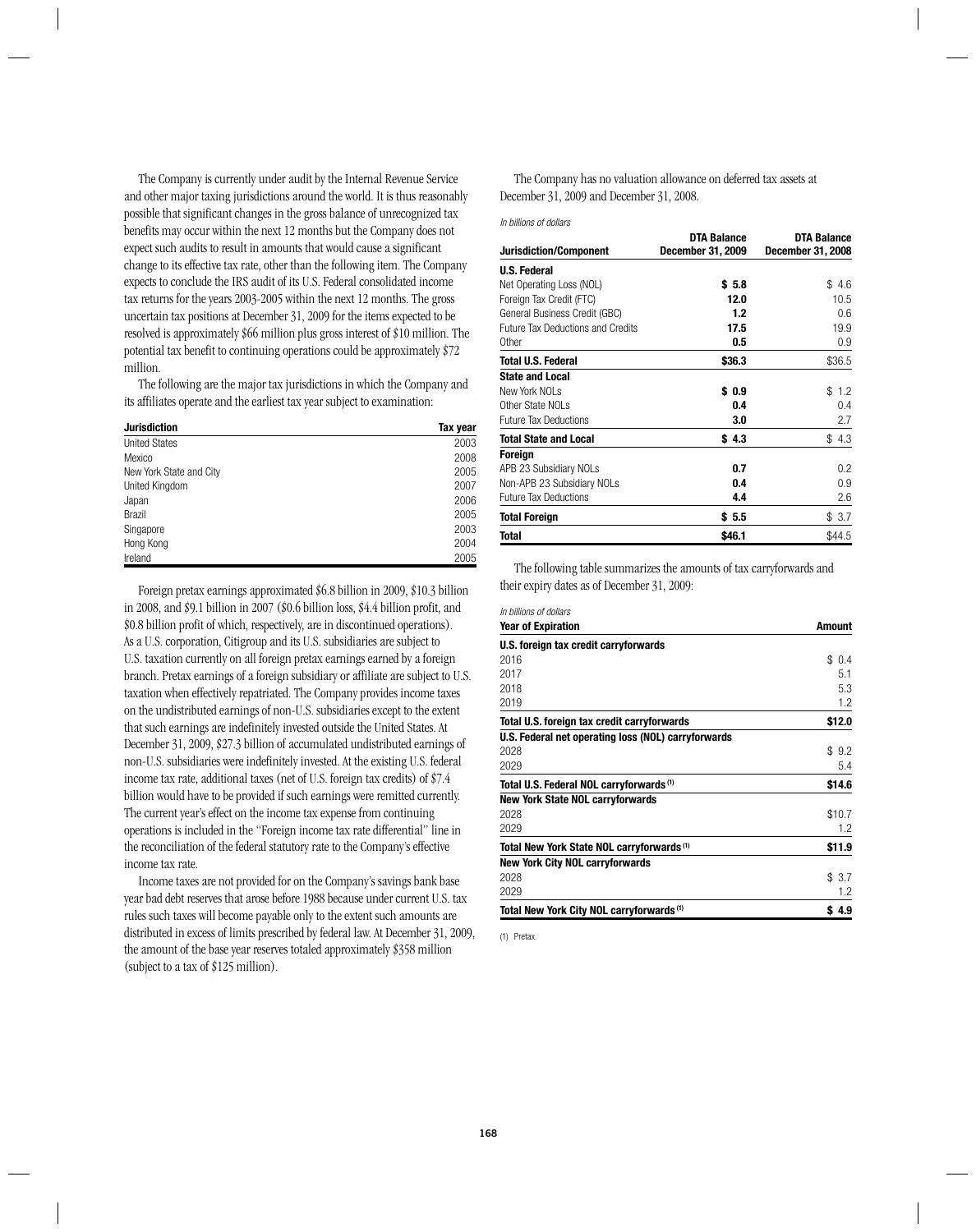The Company is currently under audit by the Internal Revenue Service and other major taxing jurisdictions around the world. It is thus reasonably possible that significant changes in the gross balance of unrecognized tax benefits may occur within the next 12 months but the Company does not expect such audits to result in amounts that would cause a significant change to its effective tax rate, other than the following item. The Company expects to conclude the IRS audit of its U.S. Federal consolidated income tax returns for the years 2003-2005 within the next 12 months. The gross uncertain tax positions at December 31, 2009 for the items expected to be resolved is approximately $66 million plus gross interest of $10 million. The potential tax benefit to continuing operations could be approximately $72 million.

The following are the major tax jurisdictions in which the Company and its affiliates operate and the earliest tax year subject to examination:

| Jurisdiction | Tax year |
|---|---|
| United States | 2003 |
| Mexico | 2008 |
| New York State and City | 2005 |
| United Kingdom | 2007 |
| Japan | 2006 |
| Brazil | 2005 |
| Singapore | 2003 |
| Hong Kong | 2004 |
| Ireland | 2005 |

Foreign pretax earnings approximated $6.8 billion in 2009, $10.3 billion in 2008, and $9.1 billion in 2007 ($0.6 billion loss, $4.4 billion profit, and $0.8 billion profit of which, respectively, are in discontinued operations). As a U.S. corporation, Citigroup and its U.S. subsidiaries are subject to U.S. taxation currently on all foreign pretax earnings earned by a foreign branch. Pretax earnings of a foreign subsidiary or affiliate are subject to U.S. taxation when effectively repatriated. The Company provides income taxes on the undistributed earnings of non-U.S. subsidiaries except to the extent that such earnings are indefinitely invested outside the United States. At December 31, 2009, $27.3 billion of accumulated undistributed earnings of non-U.S. subsidiaries were indefinitely invested. At the existing U.S. federal income tax rate, additional taxes (net of U.S. foreign tax credits) of $7.4 billion would have to be provided if such earnings were remitted currently. The current year's effect on the income tax expense from continuing operations is included in the "Foreign income tax rate differential" line in the reconciliation of the federal statutory rate to the Company's effective income tax rate.

Income taxes are not provided for on the Company's savings bank base year bad debt reserves that arose before 1988 because under current U.S. tax rules such taxes will become payable only to the extent such amounts are distributed in excess of limits prescribed by federal law. At December 31, 2009, the amount of the base year reserves totaled approximately $358 million (subject to a tax of $125 million).

The Company has no valuation allowance on deferred tax assets at December 31, 2009 and December 31, 2008.

*In billions of dollars*

| Jurisdiction/Component | DTA Balance December 31, 2009 | DTA Balance December 31, 2008 |
|---|---|---|
| **U.S. Federal** | | |
| Net Operating Loss (NOL) | **$ 5.8** | $ 4.6 |
| Foreign Tax Credit (FTC) | **12.0** | 10.5 |
| General Business Credit (GBC) | **1.2** | 0.6 |
| Future Tax Deductions and Credits | **17.5** | 19.9 |
| Other | **0.5** | 0.9 |
| **Total U.S. Federal** | **$36.3** | $36.5 |
| **State and Local** | | |
| New York NOLs | **$ 0.9** | $ 1.2 |
| Other State NOLs | **0.4** | 0.4 |
| Future Tax Deductions | **3.0** | 2.7 |
| **Total State and Local** | **$ 4.3** | $ 4.3 |
| **Foreign** | | |
| APB 23 Subsidiary NOLs | **0.7** | 0.2 |
| Non-APB 23 Subsidiary NOLs | **0.4** | 0.9 |
| Future Tax Deductions | **4.4** | 2.6 |
| **Total Foreign** | **$ 5.5** | $ 3.7 |
| **Total** | **$46.1** | $44.5 |

The following table summarizes the amounts of tax carryforwards and their expiry dates as of December 31, 2009:

*In billions of dollars*

| Year of Expiration | Amount |
|---|---|
| **U.S. foreign tax credit carryforwards** | |
| 2016 | $ 0.4 |
| 2017 | 5.1 |
| 2018 | 5.3 |
| 2019 | 1.2 |
| **Total U.S. foreign tax credit carryforwards** | **$12.0** |
| **U.S. Federal net operating loss (NOL) carryforwards** | |
| 2028 | $ 9.2 |
| 2029 | 5.4 |
| **Total U.S. Federal NOL carryforwards (1)** | **$14.6** |
| **New York State NOL carryforwards** | |
| 2028 | $10.7 |
| 2029 | 1.2 |
| **Total New York State NOL carryforwards (1)** | **$11.9** |
| **New York City NOL carryforwards** | |
| 2028 | $ 3.7 |
| 2029 | 1.2 |
| **Total New York City NOL carryforwards (1)** | **$ 4.9** |

(1) Pretax.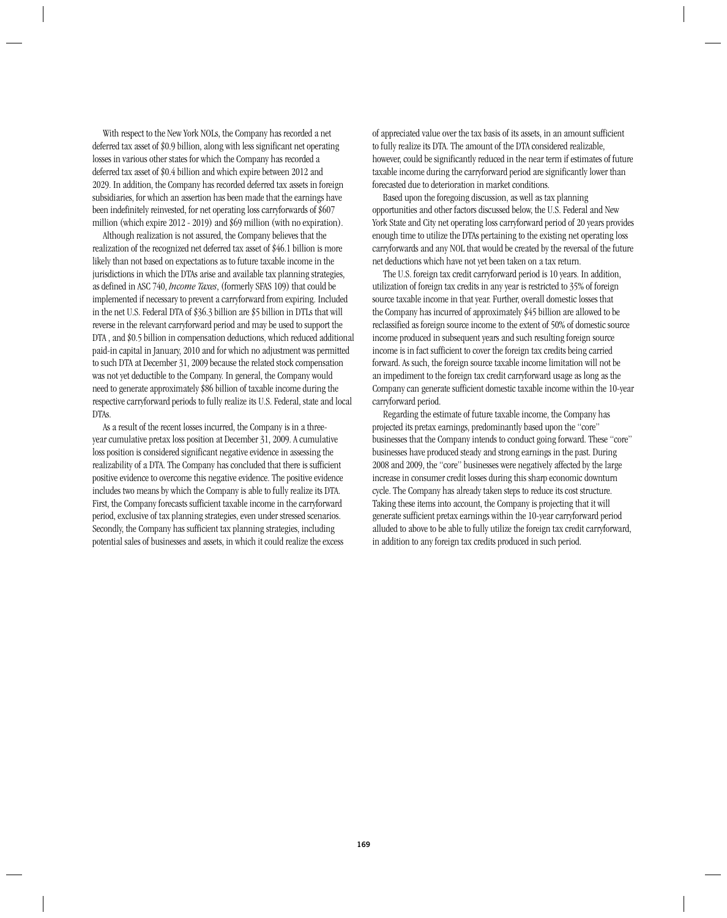With respect to the New York NOLs, the Company has recorded a net deferred tax asset of $0.9 billion, along with less significant net operating losses in various other states for which the Company has recorded a deferred tax asset of $0.4 billion and which expire between 2012 and 2029. In addition, the Company has recorded deferred tax assets in foreign subsidiaries, for which an assertion has been made that the earnings have been indefinitely reinvested, for net operating loss carryforwards of $607 million (which expire 2012 - 2019) and $69 million (with no expiration).

Although realization is not assured, the Company believes that the realization of the recognized net deferred tax asset of $46.1 billion is more likely than not based on expectations as to future taxable income in the jurisdictions in which the DTAs arise and available tax planning strategies, as defined in ASC 740, *Income Taxes*, (formerly SFAS 109) that could be implemented if necessary to prevent a carryforward from expiring. Included in the net U.S. Federal DTA of $36.3 billion are $5 billion in DTLs that will reverse in the relevant carryforward period and may be used to support the DTA , and $0.5 billion in compensation deductions, which reduced additional paid-in capital in January, 2010 and for which no adjustment was permitted to such DTA at December 31, 2009 because the related stock compensation was not yet deductible to the Company. In general, the Company would need to generate approximately $86 billion of taxable income during the respective carryforward periods to fully realize its U.S. Federal, state and local DTAs.

As a result of the recent losses incurred, the Company is in a three-year cumulative pretax loss position at December 31, 2009. A cumulative loss position is considered significant negative evidence in assessing the realizability of a DTA. The Company has concluded that there is sufficient positive evidence to overcome this negative evidence. The positive evidence includes two means by which the Company is able to fully realize its DTA. First, the Company forecasts sufficient taxable income in the carryforward period, exclusive of tax planning strategies, even under stressed scenarios. Secondly, the Company has sufficient tax planning strategies, including potential sales of businesses and assets, in which it could realize the excess of appreciated value over the tax basis of its assets, in an amount sufficient to fully realize its DTA. The amount of the DTA considered realizable, however, could be significantly reduced in the near term if estimates of future taxable income during the carryforward period are significantly lower than forecasted due to deterioration in market conditions.

Based upon the foregoing discussion, as well as tax planning opportunities and other factors discussed below, the U.S. Federal and New York State and City net operating loss carryforward period of 20 years provides enough time to utilize the DTAs pertaining to the existing net operating loss carryforwards and any NOL that would be created by the reversal of the future net deductions which have not yet been taken on a tax return.

The U.S. foreign tax credit carryforward period is 10 years. In addition, utilization of foreign tax credits in any year is restricted to 35% of foreign source taxable income in that year. Further, overall domestic losses that the Company has incurred of approximately $45 billion are allowed to be reclassified as foreign source income to the extent of 50% of domestic source income produced in subsequent years and such resulting foreign source income is in fact sufficient to cover the foreign tax credits being carried forward. As such, the foreign source taxable income limitation will not be an impediment to the foreign tax credit carryforward usage as long as the Company can generate sufficient domestic taxable income within the 10-year carryforward period.

Regarding the estimate of future taxable income, the Company has projected its pretax earnings, predominantly based upon the "core" businesses that the Company intends to conduct going forward. These "core" businesses have produced steady and strong earnings in the past. During 2008 and 2009, the "core" businesses were negatively affected by the large increase in consumer credit losses during this sharp economic downturn cycle. The Company has already taken steps to reduce its cost structure. Taking these items into account, the Company is projecting that it will generate sufficient pretax earnings within the 10-year carryforward period alluded to above to be able to fully utilize the foreign tax credit carryforward, in addition to any foreign tax credits produced in such period.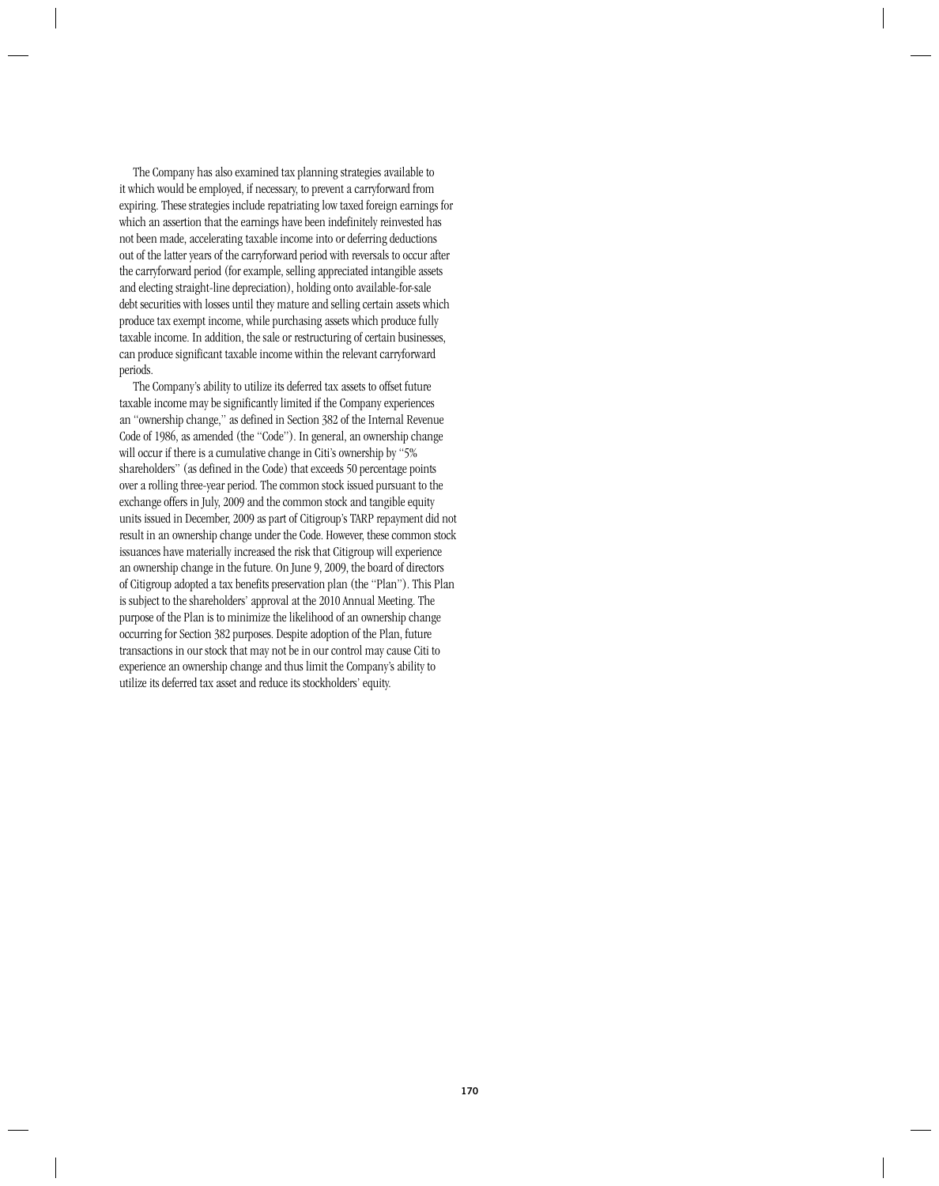The Company has also examined tax planning strategies available to it which would be employed, if necessary, to prevent a carryforward from expiring. These strategies include repatriating low taxed foreign earnings for which an assertion that the earnings have been indefinitely reinvested has not been made, accelerating taxable income into or deferring deductions out of the latter years of the carryforward period with reversals to occur after the carryforward period (for example, selling appreciated intangible assets and electing straight-line depreciation), holding onto available-for-sale debt securities with losses until they mature and selling certain assets which produce tax exempt income, while purchasing assets which produce fully taxable income. In addition, the sale or restructuring of certain businesses, can produce significant taxable income within the relevant carryforward periods.

The Company's ability to utilize its deferred tax assets to offset future taxable income may be significantly limited if the Company experiences an "ownership change," as defined in Section 382 of the Internal Revenue Code of 1986, as amended (the "Code"). In general, an ownership change will occur if there is a cumulative change in Citi's ownership by "5% shareholders" (as defined in the Code) that exceeds 50 percentage points over a rolling three-year period. The common stock issued pursuant to the exchange offers in July, 2009 and the common stock and tangible equity units issued in December, 2009 as part of Citigroup's TARP repayment did not result in an ownership change under the Code. However, these common stock issuances have materially increased the risk that Citigroup will experience an ownership change in the future. On June 9, 2009, the board of directors of Citigroup adopted a tax benefits preservation plan (the "Plan"). This Plan is subject to the shareholders' approval at the 2010 Annual Meeting. The purpose of the Plan is to minimize the likelihood of an ownership change occurring for Section 382 purposes. Despite adoption of the Plan, future transactions in our stock that may not be in our control may cause Citi to experience an ownership change and thus limit the Company's ability to utilize its deferred tax asset and reduce its stockholders' equity.